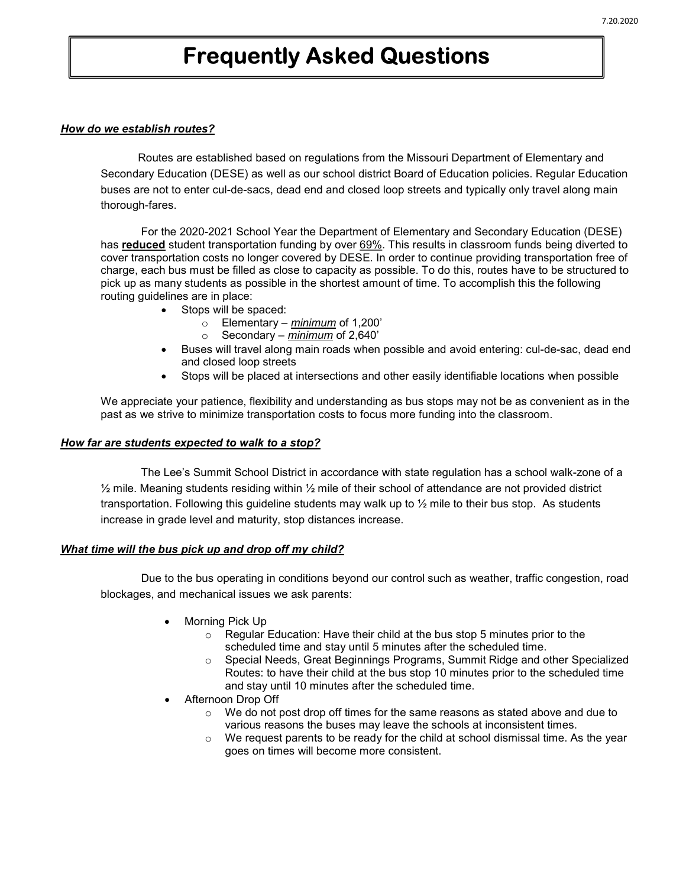# Frequently Asked Questions

***How do we establish routes?***

Routes are established based on regulations from the Missouri Department of Elementary and Secondary Education (DESE) as well as our school district Board of Education policies. Regular Education buses are not to enter cul-de-sacs, dead end and closed loop streets and typically only travel along main thorough-fares.

For the 2020-2021 School Year the Department of Elementary and Secondary Education (DESE) has **reduced** student transportation funding by over 69%. This results in classroom funds being diverted to cover transportation costs no longer covered by DESE. In order to continue providing transportation free of charge, each bus must be filled as close to capacity as possible. To do this, routes have to be structured to pick up as many students as possible in the shortest amount of time. To accomplish this the following routing guidelines are in place:

- Stops will be spaced:
  - Elementary – *minimum* of 1,200'
  - Secondary – *minimum* of 2,640'
- Buses will travel along main roads when possible and avoid entering: cul-de-sac, dead end and closed loop streets
- Stops will be placed at intersections and other easily identifiable locations when possible

We appreciate your patience, flexibility and understanding as bus stops may not be as convenient as in the past as we strive to minimize transportation costs to focus more funding into the classroom.

***How far are students expected to walk to a stop?***

The Lee's Summit School District in accordance with state regulation has a school walk-zone of a ½ mile. Meaning students residing within ½ mile of their school of attendance are not provided district transportation. Following this guideline students may walk up to ½ mile to their bus stop. As students increase in grade level and maturity, stop distances increase.

***What time will the bus pick up and drop off my child?***

Due to the bus operating in conditions beyond our control such as weather, traffic congestion, road blockages, and mechanical issues we ask parents:

- Morning Pick Up
  - Regular Education: Have their child at the bus stop 5 minutes prior to the scheduled time and stay until 5 minutes after the scheduled time.
  - Special Needs, Great Beginnings Programs, Summit Ridge and other Specialized Routes: to have their child at the bus stop 10 minutes prior to the scheduled time and stay until 10 minutes after the scheduled time.
- Afternoon Drop Off
  - We do not post drop off times for the same reasons as stated above and due to various reasons the buses may leave the schools at inconsistent times.
  - We request parents to be ready for the child at school dismissal time. As the year goes on times will become more consistent.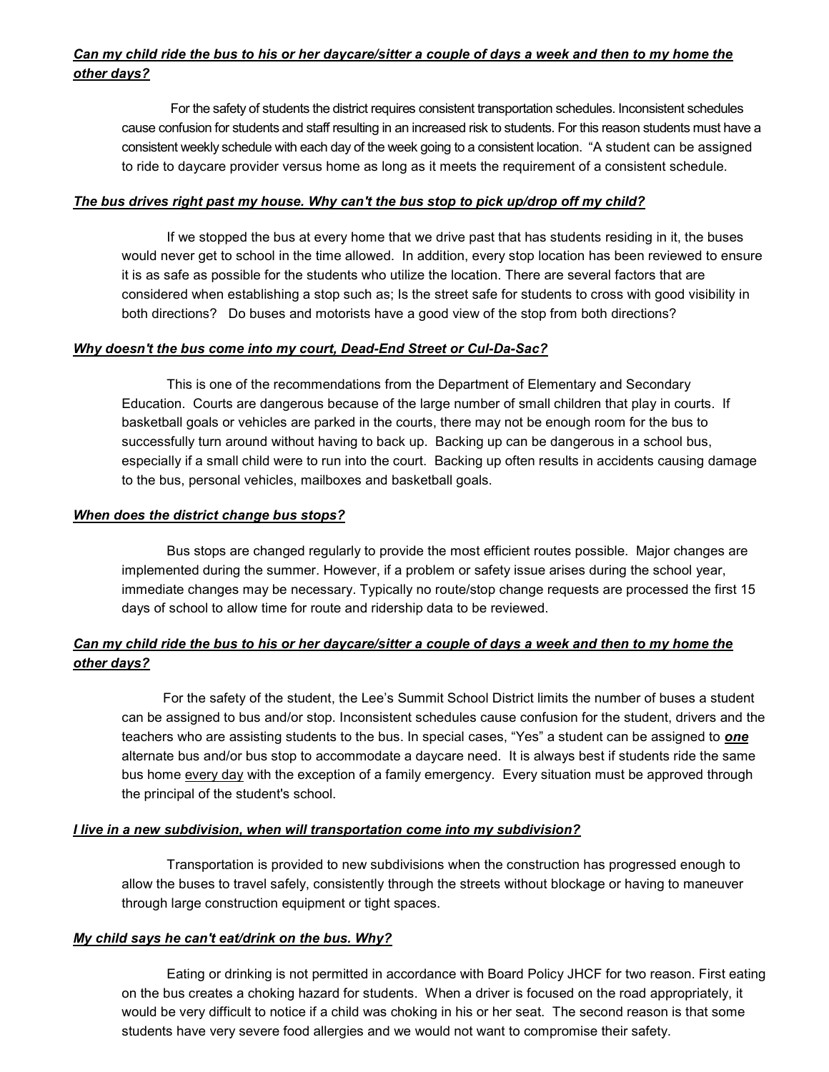***Can my child ride the bus to his or her daycare/sitter a couple of days a week and then to my home the other days?***

For the safety of students the district requires consistent transportation schedules. Inconsistent schedules cause confusion for students and staff resulting in an increased risk to students. For this reason students must have a consistent weekly schedule with each day of the week going to a consistent location. "A student can be assigned to ride to daycare provider versus home as long as it meets the requirement of a consistent schedule.

***The bus drives right past my house. Why can't the bus stop to pick up/drop off my child?***

If we stopped the bus at every home that we drive past that has students residing in it, the buses would never get to school in the time allowed. In addition, every stop location has been reviewed to ensure it is as safe as possible for the students who utilize the location. There are several factors that are considered when establishing a stop such as; Is the street safe for students to cross with good visibility in both directions? Do buses and motorists have a good view of the stop from both directions?

***Why doesn't the bus come into my court, Dead-End Street or Cul-Da-Sac?***

This is one of the recommendations from the Department of Elementary and Secondary Education. Courts are dangerous because of the large number of small children that play in courts. If basketball goals or vehicles are parked in the courts, there may not be enough room for the bus to successfully turn around without having to back up. Backing up can be dangerous in a school bus, especially if a small child were to run into the court. Backing up often results in accidents causing damage to the bus, personal vehicles, mailboxes and basketball goals.

***When does the district change bus stops?***

Bus stops are changed regularly to provide the most efficient routes possible. Major changes are implemented during the summer. However, if a problem or safety issue arises during the school year, immediate changes may be necessary. Typically no route/stop change requests are processed the first 15 days of school to allow time for route and ridership data to be reviewed.

***Can my child ride the bus to his or her daycare/sitter a couple of days a week and then to my home the other days?***

For the safety of the student, the Lee's Summit School District limits the number of buses a student can be assigned to bus and/or stop. Inconsistent schedules cause confusion for the student, drivers and the teachers who are assisting students to the bus. In special cases, "Yes" a student can be assigned to ***one*** alternate bus and/or bus stop to accommodate a daycare need. It is always best if students ride the same bus home every day with the exception of a family emergency. Every situation must be approved through the principal of the student's school.

***I live in a new subdivision, when will transportation come into my subdivision?***

Transportation is provided to new subdivisions when the construction has progressed enough to allow the buses to travel safely, consistently through the streets without blockage or having to maneuver through large construction equipment or tight spaces.

***My child says he can't eat/drink on the bus. Why?***

Eating or drinking is not permitted in accordance with Board Policy JHCF for two reason. First eating on the bus creates a choking hazard for students. When a driver is focused on the road appropriately, it would be very difficult to notice if a child was choking in his or her seat. The second reason is that some students have very severe food allergies and we would not want to compromise their safety.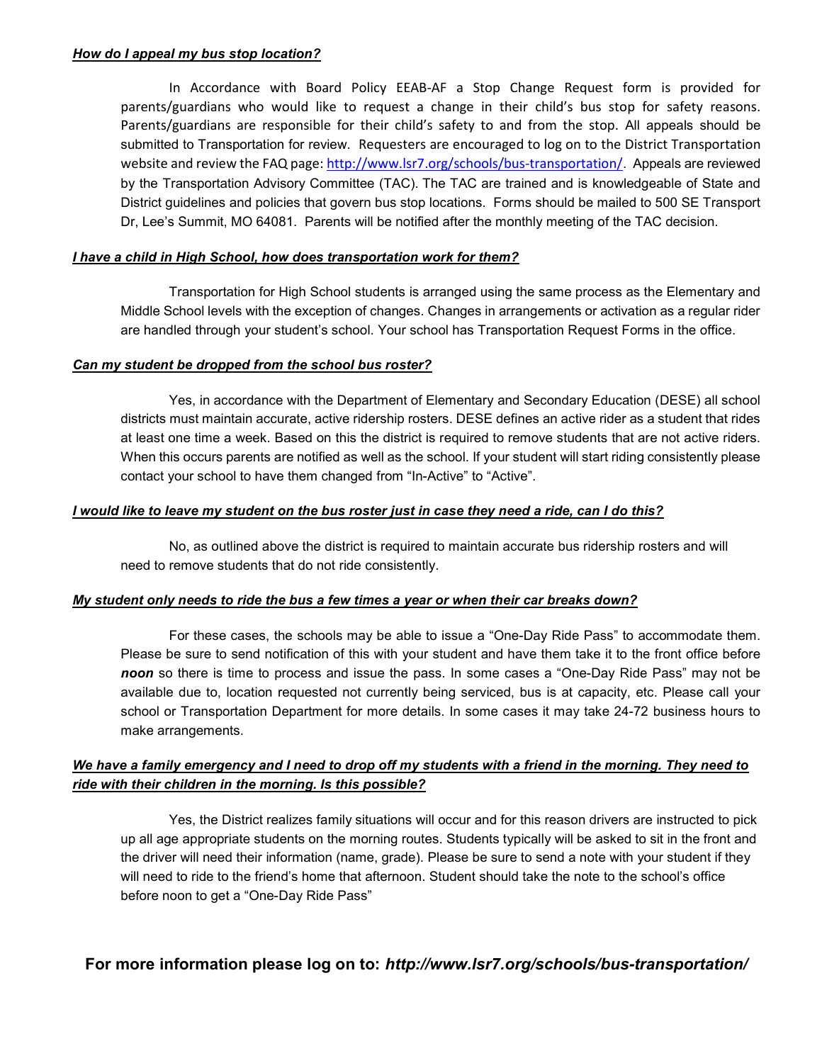***How do I appeal my bus stop location?***

In Accordance with Board Policy EEAB-AF a Stop Change Request form is provided for parents/guardians who would like to request a change in their child's bus stop for safety reasons. Parents/guardians are responsible for their child's safety to and from the stop. All appeals should be submitted to Transportation for review. Requesters are encouraged to log on to the District Transportation website and review the FAQ page: http://www.lsr7.org/schools/bus-transportation/. Appeals are reviewed by the Transportation Advisory Committee (TAC). The TAC are trained and is knowledgeable of State and District guidelines and policies that govern bus stop locations. Forms should be mailed to 500 SE Transport Dr, Lee's Summit, MO 64081. Parents will be notified after the monthly meeting of the TAC decision.

***I have a child in High School, how does transportation work for them?***

Transportation for High School students is arranged using the same process as the Elementary and Middle School levels with the exception of changes. Changes in arrangements or activation as a regular rider are handled through your student's school. Your school has Transportation Request Forms in the office.

***Can my student be dropped from the school bus roster?***

Yes, in accordance with the Department of Elementary and Secondary Education (DESE) all school districts must maintain accurate, active ridership rosters. DESE defines an active rider as a student that rides at least one time a week. Based on this the district is required to remove students that are not active riders. When this occurs parents are notified as well as the school. If your student will start riding consistently please contact your school to have them changed from "In-Active" to "Active".

***I would like to leave my student on the bus roster just in case they need a ride, can I do this?***

No, as outlined above the district is required to maintain accurate bus ridership rosters and will need to remove students that do not ride consistently.

***My student only needs to ride the bus a few times a year or when their car breaks down?***

For these cases, the schools may be able to issue a "One-Day Ride Pass" to accommodate them. Please be sure to send notification of this with your student and have them take it to the front office before ***noon*** so there is time to process and issue the pass. In some cases a "One-Day Ride Pass" may not be available due to, location requested not currently being serviced, bus is at capacity, etc. Please call your school or Transportation Department for more details. In some cases it may take 24-72 business hours to make arrangements.

***We have a family emergency and I need to drop off my students with a friend in the morning. They need to ride with their children in the morning. Is this possible?***

Yes, the District realizes family situations will occur and for this reason drivers are instructed to pick up all age appropriate students on the morning routes. Students typically will be asked to sit in the front and the driver will need their information (name, grade). Please be sure to send a note with your student if they will need to ride to the friend's home that afternoon. Student should take the note to the school's office before noon to get a "One-Day Ride Pass"

**For more information please log on to: *http://www.lsr7.org/schools/bus-transportation/***